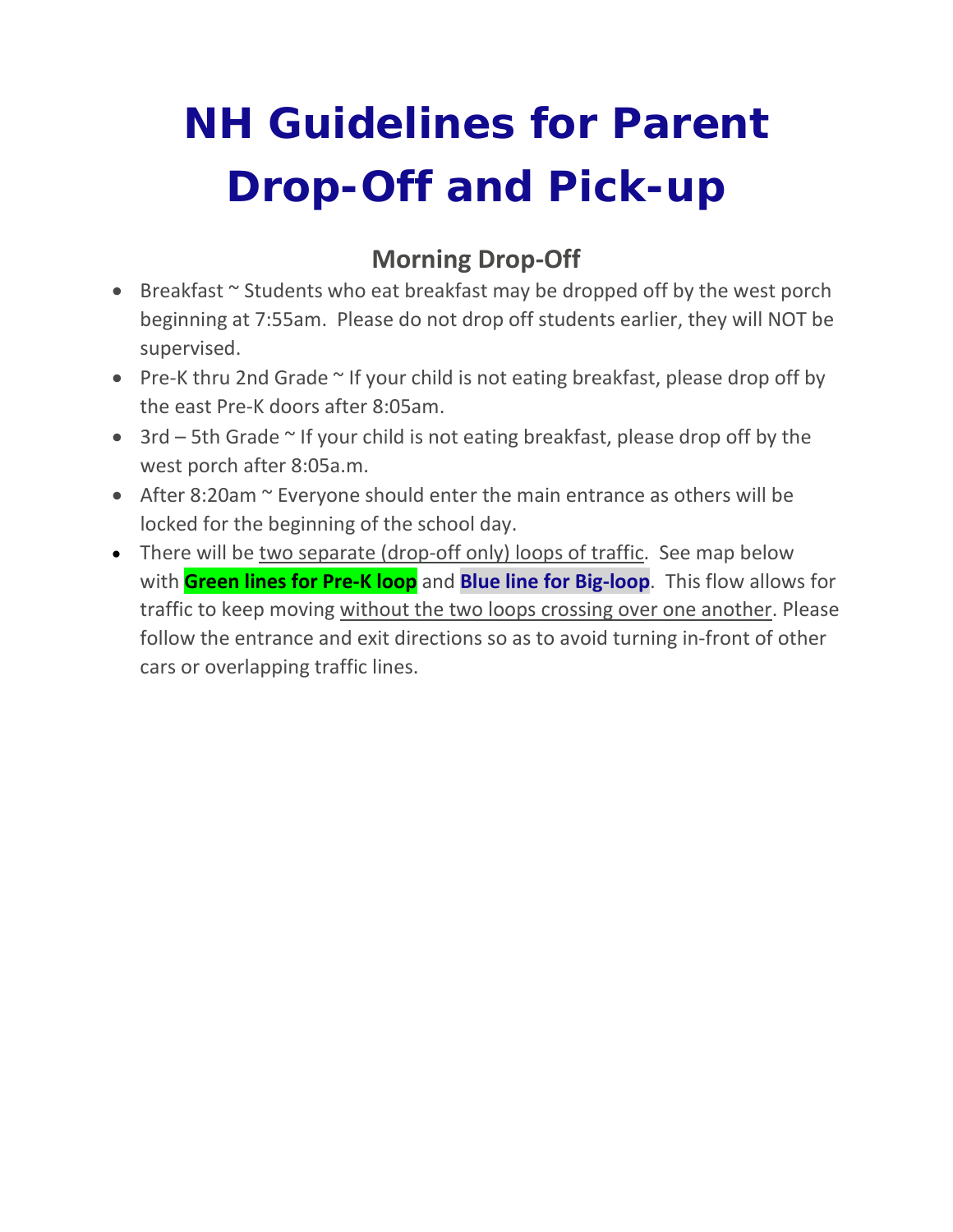# NH Guidelines for Parent Drop-Off and Pick-up

## Morning Drop-Off

- Breakfast ~ Students who eat breakfast may be dropped off by the west porch beginning at 7:55am. Please do not drop off students earlier, they will NOT be supervised.
- Pre-K thru 2nd Grade ~ If your child is not eating breakfast, please drop off by the east Pre-K doors after 8:05am.
- 3rd – 5th Grade ~ If your child is not eating breakfast, please drop off by the west porch after 8:05a.m.
- After 8:20am ~ Everyone should enter the main entrance as others will be locked for the beginning of the school day.
- There will be two separate (drop-off only) loops of traffic. See map below with **Green lines for Pre-K loop** and **Blue line for Big-loop**. This flow allows for traffic to keep moving without the two loops crossing over one another. Please follow the entrance and exit directions so as to avoid turning in-front of other cars or overlapping traffic lines.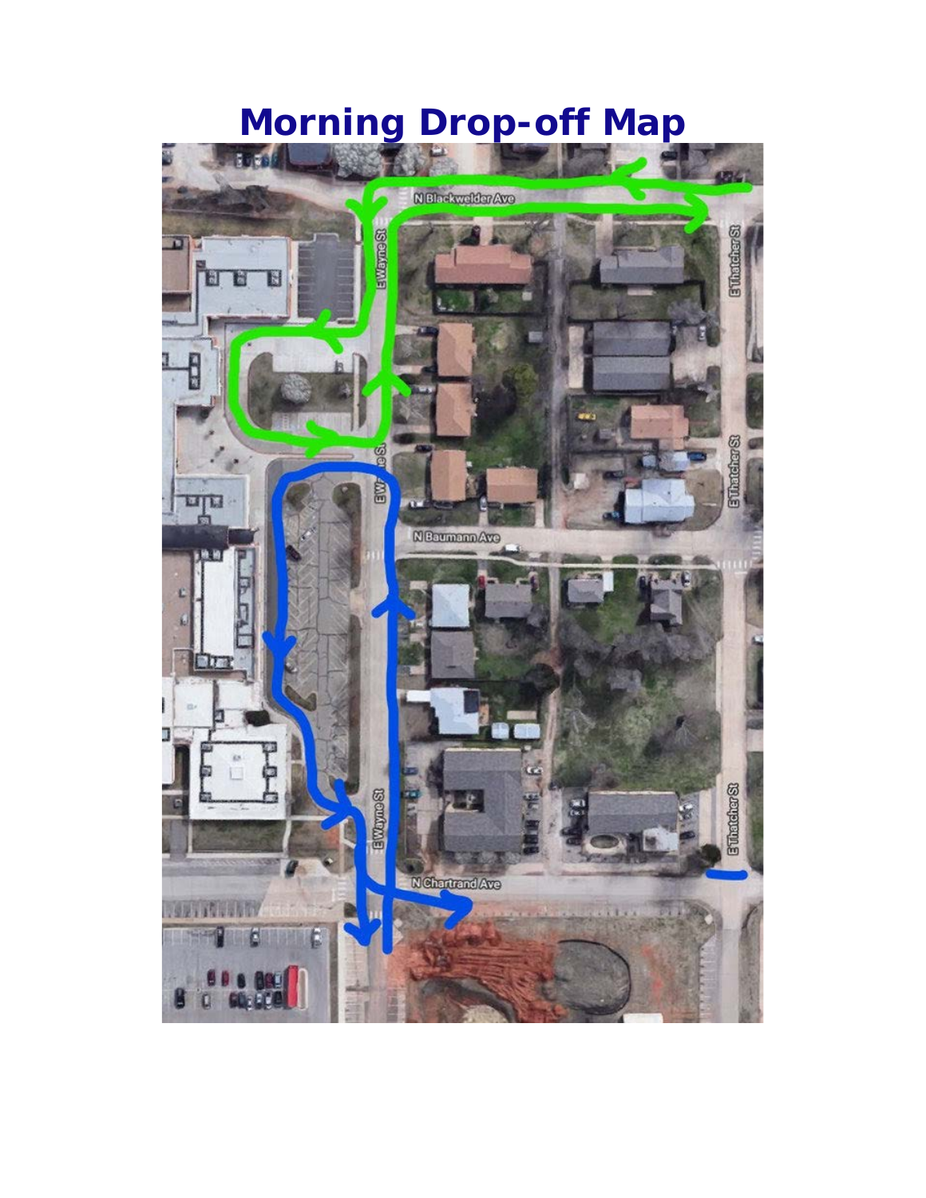# Morning Drop-off Map

N Blackwelder Ave

E Wayne St

E Wayne St

N Baumann Ave

E Wayne St

N Chartrand Ave

E Thatcher St

E Thatcher St

E Thatcher St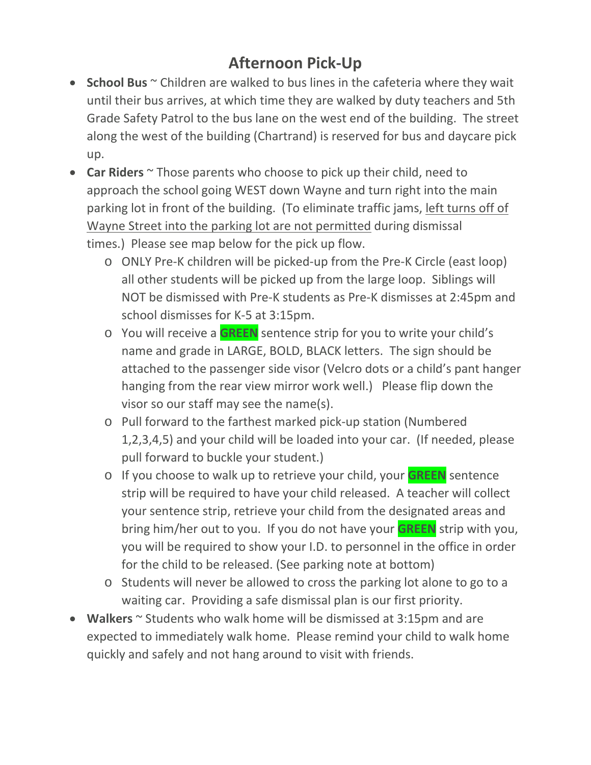# Afternoon Pick-Up

- **School Bus** ~ Children are walked to bus lines in the cafeteria where they wait until their bus arrives, at which time they are walked by duty teachers and 5th Grade Safety Patrol to the bus lane on the west end of the building. The street along the west of the building (Chartrand) is reserved for bus and daycare pick up.
- **Car Riders** ~ Those parents who choose to pick up their child, need to approach the school going WEST down Wayne and turn right into the main parking lot in front of the building. (To eliminate traffic jams, <u>left turns off of Wayne Street into the parking lot are not permitted</u> during dismissal times.) Please see map below for the pick up flow.
  - ONLY Pre-K children will be picked-up from the Pre-K Circle (east loop) all other students will be picked up from the large loop. Siblings will NOT be dismissed with Pre-K students as Pre-K dismisses at 2:45pm and school dismisses for K-5 at 3:15pm.
  - You will receive a **GREEN** sentence strip for you to write your child's name and grade in LARGE, BOLD, BLACK letters. The sign should be attached to the passenger side visor (Velcro dots or a child's pant hanger hanging from the rear view mirror work well.) Please flip down the visor so our staff may see the name(s).
  - Pull forward to the farthest marked pick-up station (Numbered 1,2,3,4,5) and your child will be loaded into your car. (If needed, please pull forward to buckle your student.)
  - If you choose to walk up to retrieve your child, your **GREEN** sentence strip will be required to have your child released. A teacher will collect your sentence strip, retrieve your child from the designated areas and bring him/her out to you. If you do not have your **GREEN** strip with you, you will be required to show your I.D. to personnel in the office in order for the child to be released. (See parking note at bottom)
  - Students will never be allowed to cross the parking lot alone to go to a waiting car. Providing a safe dismissal plan is our first priority.
- **Walkers** ~ Students who walk home will be dismissed at 3:15pm and are expected to immediately walk home. Please remind your child to walk home quickly and safely and not hang around to visit with friends.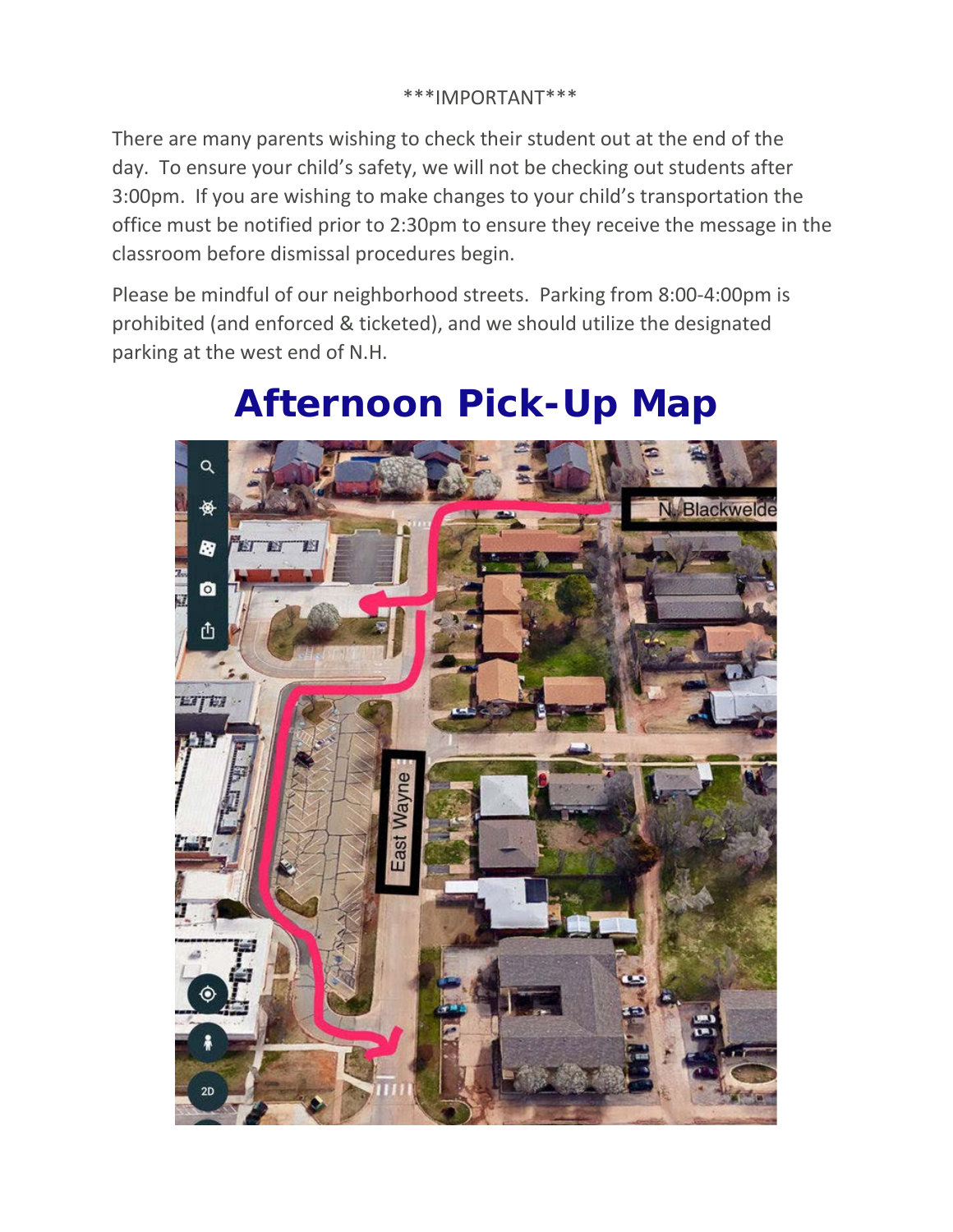***IMPORTANT***

There are many parents wishing to check their student out at the end of the day. To ensure your child's safety, we will not be checking out students after 3:00pm. If you are wishing to make changes to your child's transportation the office must be notified prior to 2:30pm to ensure they receive the message in the classroom before dismissal procedures begin.

Please be mindful of our neighborhood streets. Parking from 8:00-4:00pm is prohibited (and enforced & ticketed), and we should utilize the designated parking at the west end of N.H.

# Afternoon Pick-Up Map

N. Blackwelde

East Wayne